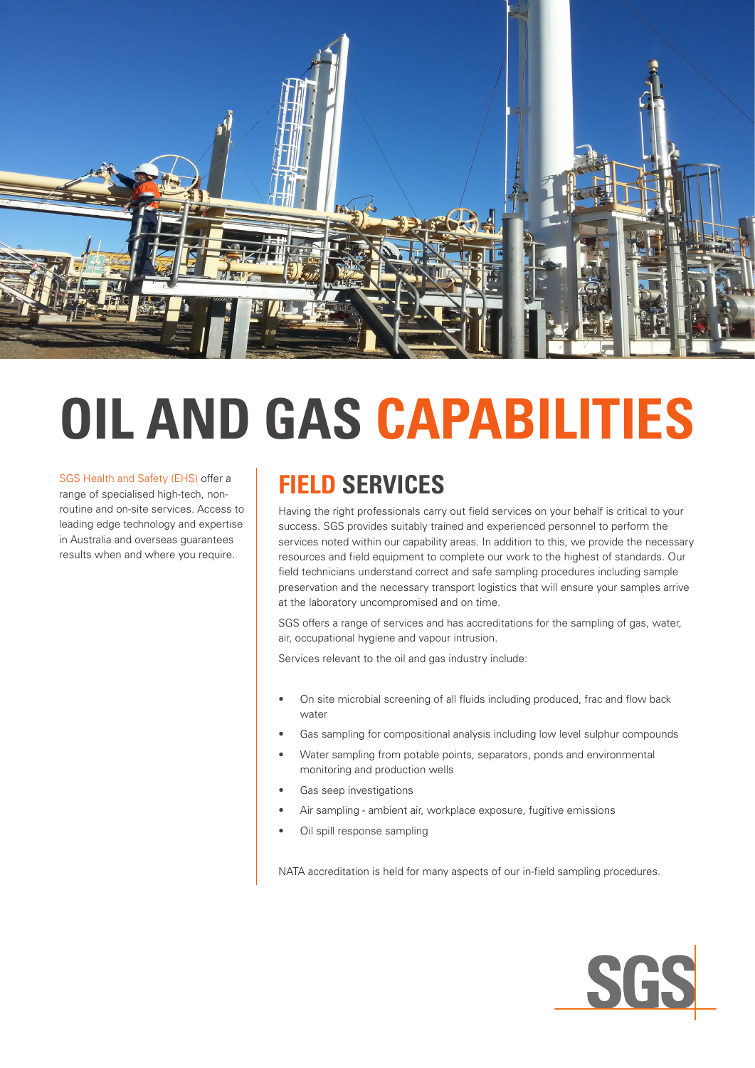# OIL AND GAS CAPABILITIES

SGS Health and Safety (EHS) offer a range of specialised high-tech, non-routine and on-site services. Access to leading edge technology and expertise in Australia and overseas guarantees results when and where you require.

## FIELD SERVICES

Having the right professionals carry out field services on your behalf is critical to your success. SGS provides suitably trained and experienced personnel to perform the services noted within our capability areas. In addition to this, we provide the necessary resources and field equipment to complete our work to the highest of standards. Our field technicians understand correct and safe sampling procedures including sample preservation and the necessary transport logistics that will ensure your samples arrive at the laboratory uncompromised and on time.

SGS offers a range of services and has accreditations for the sampling of gas, water, air, occupational hygiene and vapour intrusion.

Services relevant to the oil and gas industry include:

- On site microbial screening of all fluids including produced, frac and flow back water
- Gas sampling for compositional analysis including low level sulphur compounds
- Water sampling from potable points, separators, ponds and environmental monitoring and production wells
- Gas seep investigations
- Air sampling - ambient air, workplace exposure, fugitive emissions
- Oil spill response sampling

NATA accreditation is held for many aspects of our in-field sampling procedures.

SGS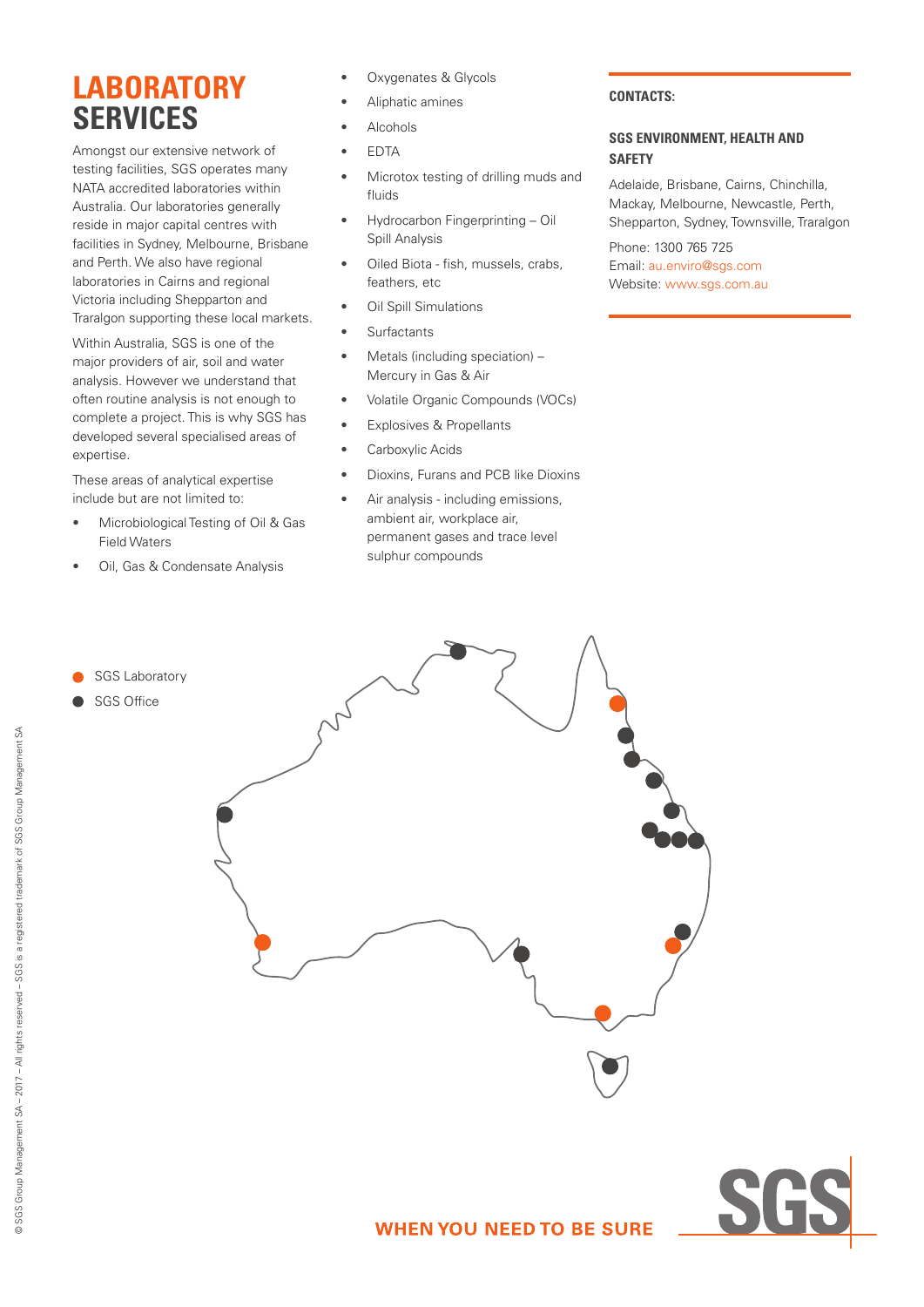# LABORATORY SERVICES

Amongst our extensive network of testing facilities, SGS operates many NATA accredited laboratories within Australia. Our laboratories generally reside in major capital centres with facilities in Sydney, Melbourne, Brisbane and Perth. We also have regional laboratories in Cairns and regional Victoria including Shepparton and Traralgon supporting these local markets.

Within Australia, SGS is one of the major providers of air, soil and water analysis. However we understand that often routine analysis is not enough to complete a project. This is why SGS has developed several specialised areas of expertise.

These areas of analytical expertise include but are not limited to:

- Microbiological Testing of Oil & Gas Field Waters
- Oil, Gas & Condensate Analysis
- Oxygenates & Glycols
- Aliphatic amines
- Alcohols
- EDTA
- Microtox testing of drilling muds and fluids
- Hydrocarbon Fingerprinting – Oil Spill Analysis
- Oiled Biota - fish, mussels, crabs, feathers, etc
- Oil Spill Simulations
- Surfactants
- Metals (including speciation) – Mercury in Gas & Air
- Volatile Organic Compounds (VOCs)
- Explosives & Propellants
- Carboxylic Acids
- Dioxins, Furans and PCB like Dioxins
- Air analysis - including emissions, ambient air, workplace air, permanent gases and trace level sulphur compounds

**CONTACTS:**

**SGS ENVIRONMENT, HEALTH AND SAFETY**

Adelaide, Brisbane, Cairns, Chinchilla, Mackay, Melbourne, Newcastle, Perth, Shepparton, Sydney, Townsville, Traralgon

Phone: 1300 765 725
Email: au.enviro@sgs.com
Website: www.sgs.com.au

SGS Laboratory
SGS Office

© SGS Group Management SA – 2017 – All rights reserved – SGS is a registered trademark of SGS Group Management SA

WHEN YOU NEED TO BE SURE

SGS